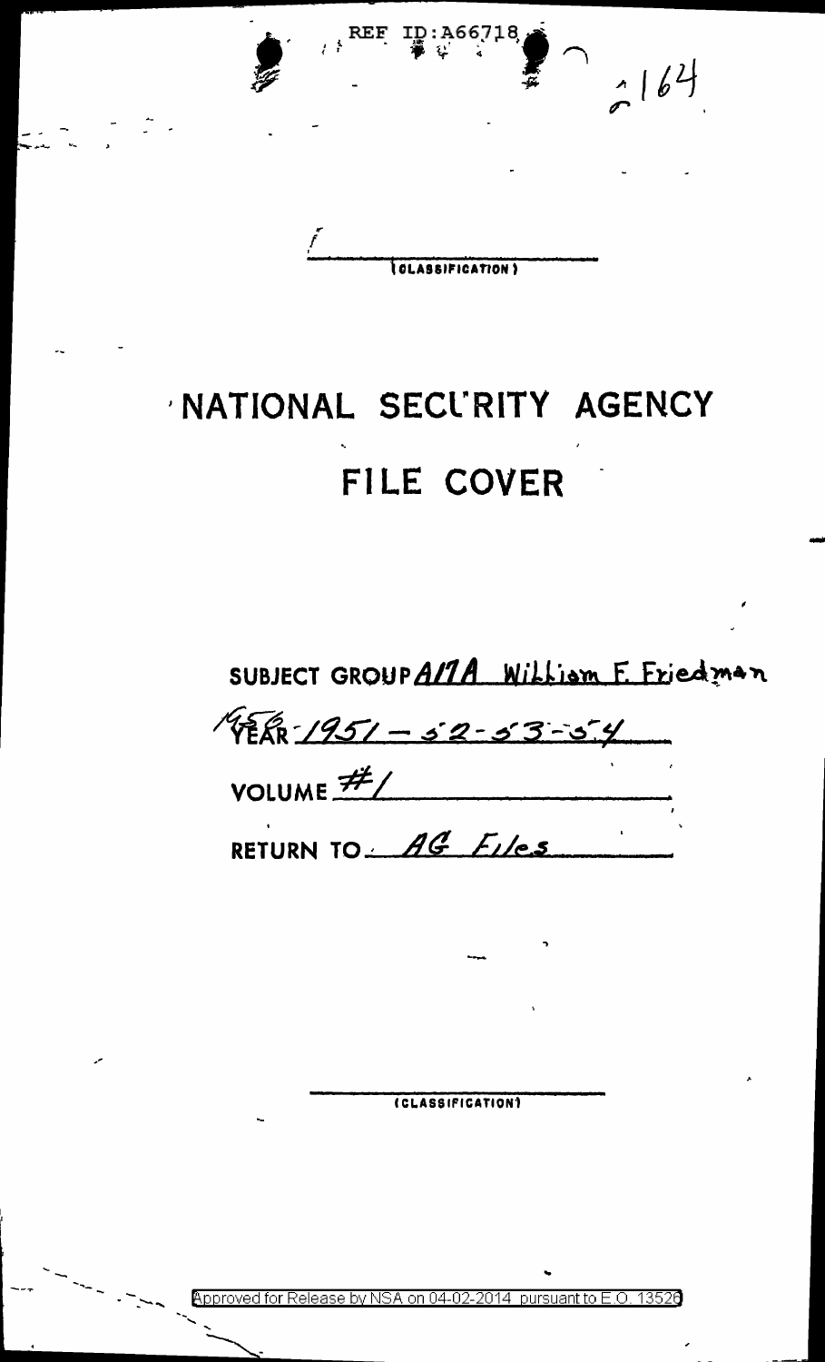REF ID:A66718

164

(CLASSIFICATION)

# NATIONAL SECURITY AGENCY

# FILE COVER

SUBJECT GROUP A17A William F. Friedman

YEAR 1951 – 52 - 53 - 54

VOLUME #1

RETURN TO AG Files

(CLASSIFICATION)

Approved for Release by NSA on 04-02-2014 pursuant to E.O. 13526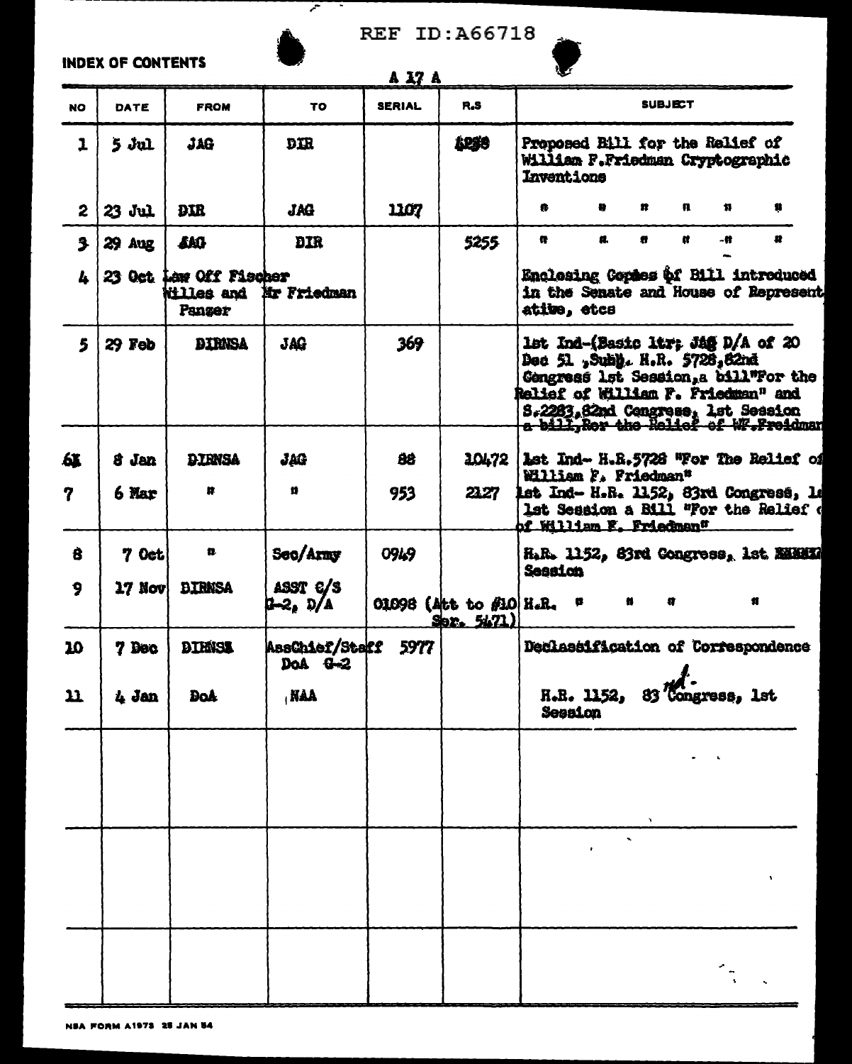REF ID:A66718

INDEX OF CONTENTS

A 17 A

| NO | DATE | FROM | TO | SERIAL | R.S | SUBJECT |
|---|---|---|---|---|---|---|
| 1 | 5 Jul | JAG | DIR | | 4290 | Proposed Bill for the Relief of William F.Friedman Cryptographic Inventions |
| 2 | 23 Jul | DIR | JAG | 1107 | | " " " " " " |
| 3 | 29 Aug | JAG | DIR | | 5255 | " " " " " " |
| 4 | 23 Oct | Law Off Fischer Willes and Panzer | Mr Friedman | | | Enclosing Copies of Bill introduced in the Senate and House of Representatibe, etcs |
| 5 | 29 Feb | DIRNSA | JAG | 369 | | 1st Ind-(Basic ltr; JAG D/A of 20 Dec 51 ,Subj. H.R. 5728,82nd Congress 1st Session,a bill"For the Relief of William F. Friedman" and S.2283,82nd Congress, 1st Session ~~a bill,Rer the Relief of WF.Freidman~~ |
| 6 | 8 Jan | DIRNSA | JAG | 88 | 10472 | 1st Ind- H.R.5728 "For The Relief of William F. Friedman" |
| 7 | 6 Mar | " | " | 953 | 2127 | 1st Ind- H.R. 1152, 83rd Congress, 1st Session a Bill "For the Relief of William F. Friedman" |
| 8 | 7 Oct | " | Sec/Army | 0949 | | H.R. 1152, 83rd Congress, 1st Session |
| 9 | 17 Nov | DIRNSA | ASST C/S G-2, D/A | 01098 (Att to #10 Ser. 5471) | | H.R. " " " " |
| 10 | 7 Dec | DIRNSA | AssChief/Staff DoA G-2 | 5977 | | Declassification of Correspondence |
| 11 | 4 Jan | DoA | NAA | | | H.R. 1152, 83rd Congress, 1st Session |
| | | | | | | |
| | | | | | | |
| | | | | | | |

NSA FORM A1973 25 JAN 54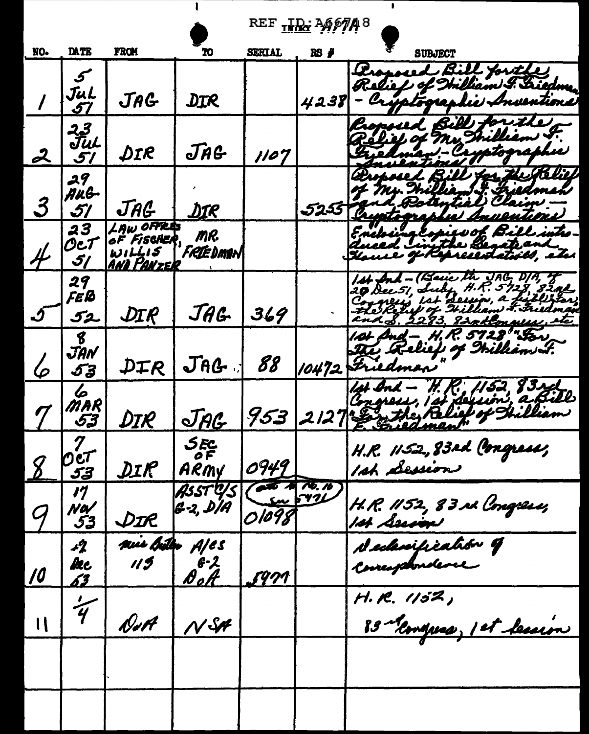REF ID: A66748

| NO. | DATE | FROM | TO | SERIAL | RS # | SUBJECT |
|---|---|---|---|---|---|---|
| 1 | 5 Jul 51 | JAG | DIR | | 4238 | Proposed Bill for the Relief of William F. Friedman - Cryptographic Inventions |
| 2 | 23 Jul 51 | DIR | JAG | 1107 | | Proposed Bill for the Relief of Mr. William F. Friedman - Cryptographic Inventions |
| 3 | 29 Aug 51 | JAG | DIR | | 5255 | Proposed Bill for the Relief of Mr. William F. Friedman and Potential Claim - Cryptographic Inventions |
| 4 | 23 Oct 51 | LAW OFFICES OF FISCHER, WILLIS AND PANZER | MR. FRIEDMAN | | | Enclosing Copies of Bill introduced in the Senate and House of Representatives, etc. |
| 5 | 29 FEB 52 | DIR | JAG | 369 | | 1st Ind - (Basic Ltr JAG D/A of 20 Dec 51, Subj. H.R. 5728, 82nd Congress, 1st Session, a Bill for, the Relief of William F. Friedman and S. 2283, 82nd Congress, etc |
| 6 | 8 JAN 53 | DIR | JAG | 88 | 10472 | 1st Ind - H.R. 5728 "For the Relief of William F. Friedman" |
| 7 | 6 MAR 53 | DIR | JAG | 953 | 2127 | 1st Ind - H.R. 1152, 83rd Congress, 1st Session, a Bill "For the Relief of William F. Friedman" |
| 8 | 7 OCT 53 | DIR | SEC OF ARMY | 0949 | | H.R. 1152, 83rd Congress, 1st Session |
| 9 | 17 NOV 53 | DIR | ASST C/S G-2, D/A | 01098 | (see # 10 sw 5471) | H.R. 1152, 83rd Congress, 1st Session |
| 10 | 2 Dec 53 | Miss Butler 113 | A/CS G-2 DoA | 5471 | | Declassification of correspondence |
| 11 | 1/4 | DoA | NSA | | | H.R. 1152, 83rd Congress, 1st Session |